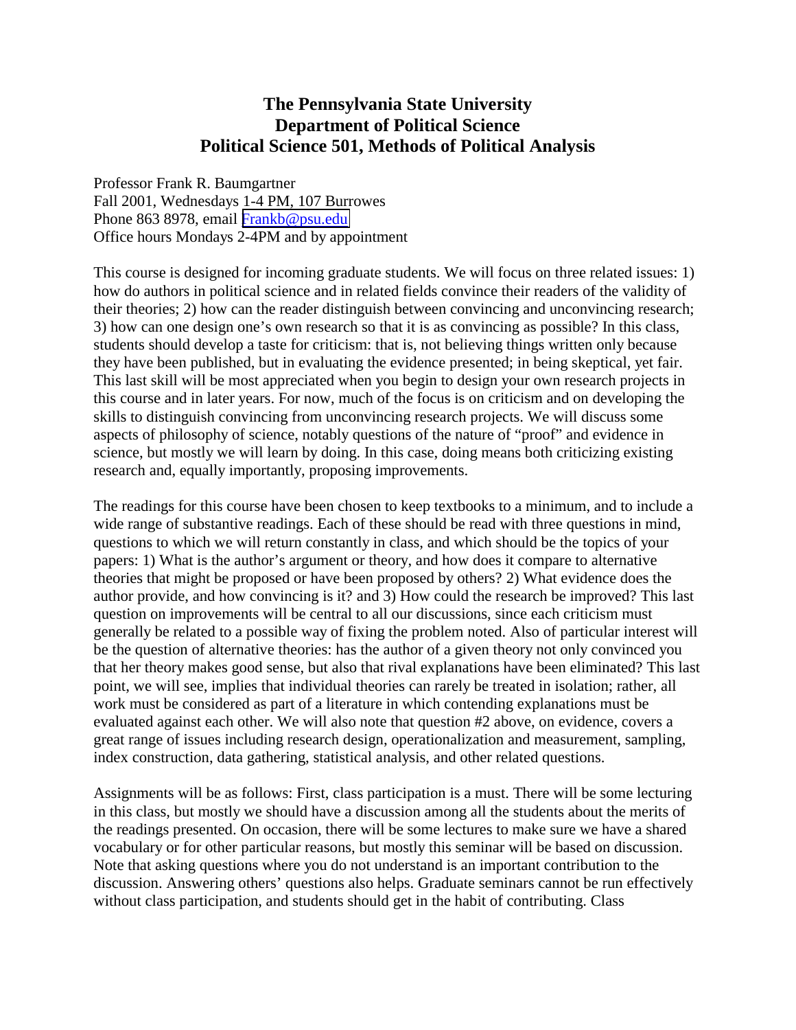# The Pennsylvania State University
# Department of Political Science
# Political Science 501, Methods of Political Analysis

Professor Frank R. Baumgartner
Fall 2001, Wednesdays 1-4 PM, 107 Burrowes
Phone 863 8978, email Frankb@psu.edu
Office hours Mondays 2-4PM and by appointment

This course is designed for incoming graduate students. We will focus on three related issues: 1) how do authors in political science and in related fields convince their readers of the validity of their theories; 2) how can the reader distinguish between convincing and unconvincing research; 3) how can one design one's own research so that it is as convincing as possible? In this class, students should develop a taste for criticism: that is, not believing things written only because they have been published, but in evaluating the evidence presented; in being skeptical, yet fair. This last skill will be most appreciated when you begin to design your own research projects in this course and in later years. For now, much of the focus is on criticism and on developing the skills to distinguish convincing from unconvincing research projects. We will discuss some aspects of philosophy of science, notably questions of the nature of "proof" and evidence in science, but mostly we will learn by doing. In this case, doing means both criticizing existing research and, equally importantly, proposing improvements.

The readings for this course have been chosen to keep textbooks to a minimum, and to include a wide range of substantive readings. Each of these should be read with three questions in mind, questions to which we will return constantly in class, and which should be the topics of your papers: 1) What is the author's argument or theory, and how does it compare to alternative theories that might be proposed or have been proposed by others? 2) What evidence does the author provide, and how convincing is it? and 3) How could the research be improved? This last question on improvements will be central to all our discussions, since each criticism must generally be related to a possible way of fixing the problem noted. Also of particular interest will be the question of alternative theories: has the author of a given theory not only convinced you that her theory makes good sense, but also that rival explanations have been eliminated? This last point, we will see, implies that individual theories can rarely be treated in isolation; rather, all work must be considered as part of a literature in which contending explanations must be evaluated against each other. We will also note that question #2 above, on evidence, covers a great range of issues including research design, operationalization and measurement, sampling, index construction, data gathering, statistical analysis, and other related questions.

Assignments will be as follows: First, class participation is a must. There will be some lecturing in this class, but mostly we should have a discussion among all the students about the merits of the readings presented. On occasion, there will be some lectures to make sure we have a shared vocabulary or for other particular reasons, but mostly this seminar will be based on discussion. Note that asking questions where you do not understand is an important contribution to the discussion. Answering others' questions also helps. Graduate seminars cannot be run effectively without class participation, and students should get in the habit of contributing. Class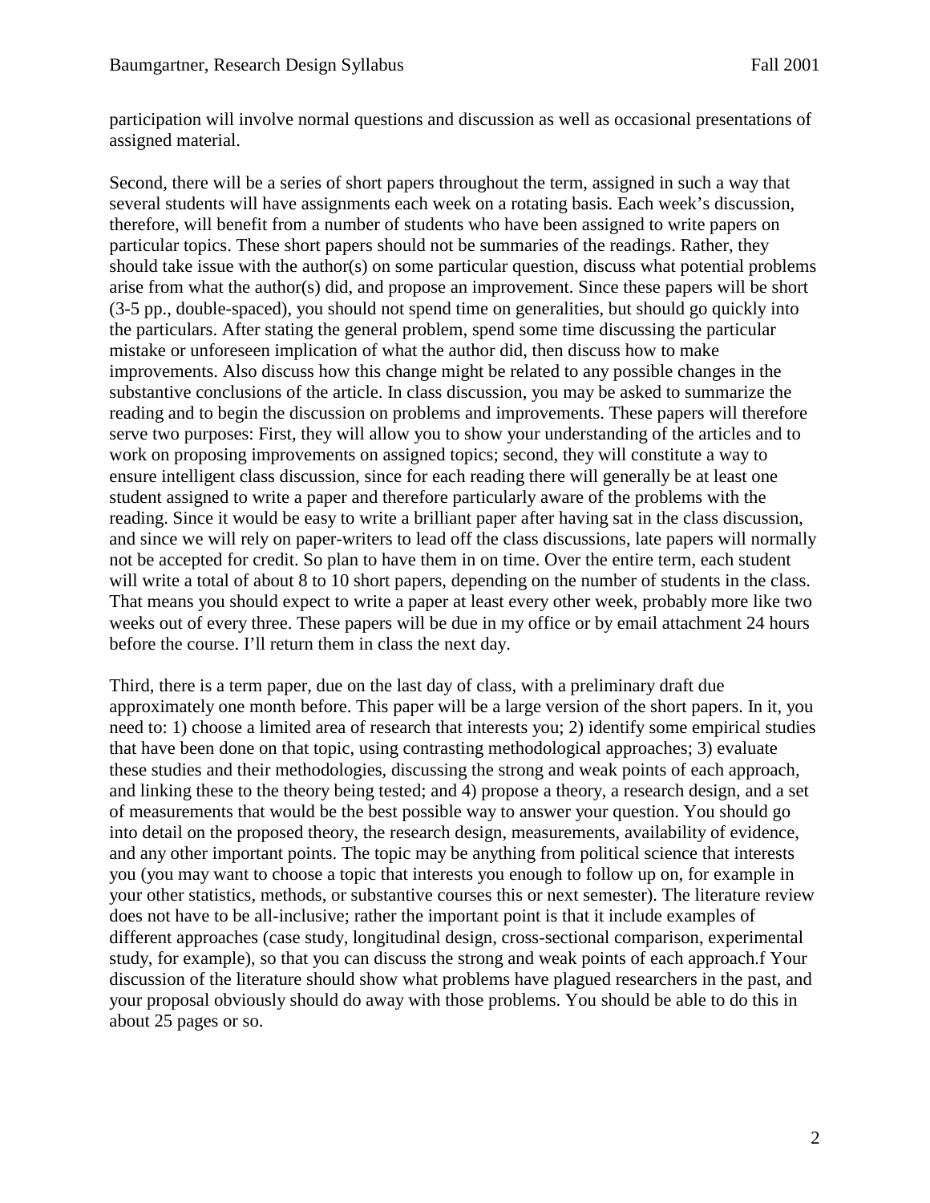participation will involve normal questions and discussion as well as occasional presentations of assigned material.

Second, there will be a series of short papers throughout the term, assigned in such a way that several students will have assignments each week on a rotating basis. Each week's discussion, therefore, will benefit from a number of students who have been assigned to write papers on particular topics. These short papers should not be summaries of the readings. Rather, they should take issue with the author(s) on some particular question, discuss what potential problems arise from what the author(s) did, and propose an improvement. Since these papers will be short (3-5 pp., double-spaced), you should not spend time on generalities, but should go quickly into the particulars. After stating the general problem, spend some time discussing the particular mistake or unforeseen implication of what the author did, then discuss how to make improvements. Also discuss how this change might be related to any possible changes in the substantive conclusions of the article. In class discussion, you may be asked to summarize the reading and to begin the discussion on problems and improvements. These papers will therefore serve two purposes: First, they will allow you to show your understanding of the articles and to work on proposing improvements on assigned topics; second, they will constitute a way to ensure intelligent class discussion, since for each reading there will generally be at least one student assigned to write a paper and therefore particularly aware of the problems with the reading. Since it would be easy to write a brilliant paper after having sat in the class discussion, and since we will rely on paper-writers to lead off the class discussions, late papers will normally not be accepted for credit. So plan to have them in on time. Over the entire term, each student will write a total of about 8 to 10 short papers, depending on the number of students in the class. That means you should expect to write a paper at least every other week, probably more like two weeks out of every three. These papers will be due in my office or by email attachment 24 hours before the course. I'll return them in class the next day.

Third, there is a term paper, due on the last day of class, with a preliminary draft due approximately one month before. This paper will be a large version of the short papers. In it, you need to: 1) choose a limited area of research that interests you; 2) identify some empirical studies that have been done on that topic, using contrasting methodological approaches; 3) evaluate these studies and their methodologies, discussing the strong and weak points of each approach, and linking these to the theory being tested; and 4) propose a theory, a research design, and a set of measurements that would be the best possible way to answer your question. You should go into detail on the proposed theory, the research design, measurements, availability of evidence, and any other important points. The topic may be anything from political science that interests you (you may want to choose a topic that interests you enough to follow up on, for example in your other statistics, methods, or substantive courses this or next semester). The literature review does not have to be all-inclusive; rather the important point is that it include examples of different approaches (case study, longitudinal design, cross-sectional comparison, experimental study, for example), so that you can discuss the strong and weak points of each approach.f Your discussion of the literature should show what problems have plagued researchers in the past, and your proposal obviously should do away with those problems. You should be able to do this in about 25 pages or so.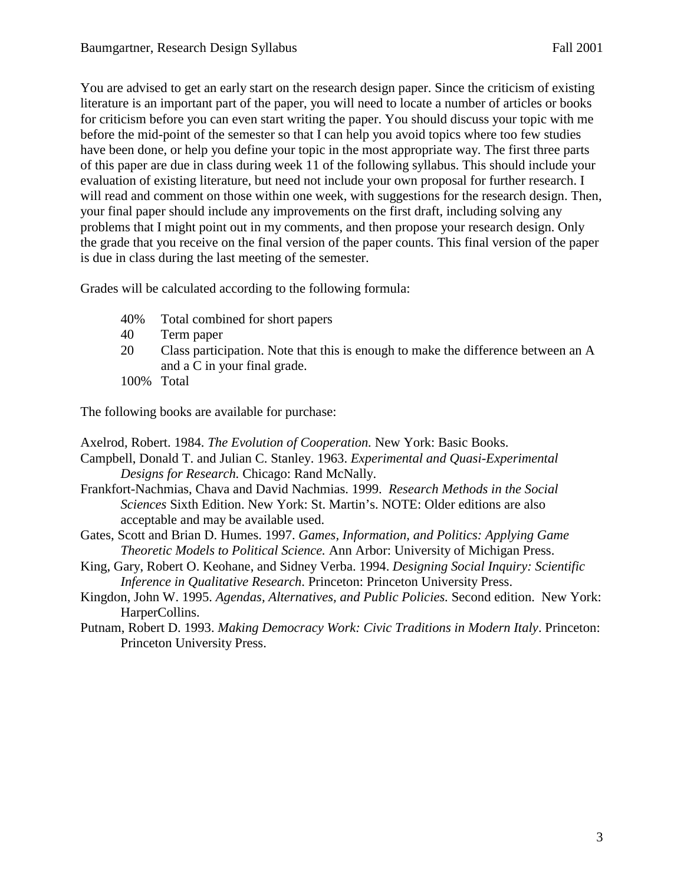You are advised to get an early start on the research design paper. Since the criticism of existing literature is an important part of the paper, you will need to locate a number of articles or books for criticism before you can even start writing the paper. You should discuss your topic with me before the mid-point of the semester so that I can help you avoid topics where too few studies have been done, or help you define your topic in the most appropriate way. The first three parts of this paper are due in class during week 11 of the following syllabus. This should include your evaluation of existing literature, but need not include your own proposal for further research. I will read and comment on those within one week, with suggestions for the research design. Then, your final paper should include any improvements on the first draft, including solving any problems that I might point out in my comments, and then propose your research design. Only the grade that you receive on the final version of the paper counts. This final version of the paper is due in class during the last meeting of the semester.

Grades will be calculated according to the following formula:

| | |
|---|---|
| 40% | Total combined for short papers |
| 40 | Term paper |
| 20 | Class participation. Note that this is enough to make the difference between an A and a C in your final grade. |
| 100% | Total |

The following books are available for purchase:

Axelrod, Robert. 1984. *The Evolution of Cooperation.* New York: Basic Books.

Campbell, Donald T. and Julian C. Stanley. 1963. *Experimental and Quasi-Experimental Designs for Research.* Chicago: Rand McNally.

Frankfort-Nachmias, Chava and David Nachmias. 1999. *Research Methods in the Social Sciences* Sixth Edition. New York: St. Martin's. NOTE: Older editions are also acceptable and may be available used.

Gates, Scott and Brian D. Humes. 1997. *Games, Information, and Politics: Applying Game Theoretic Models to Political Science.* Ann Arbor: University of Michigan Press.

King, Gary, Robert O. Keohane, and Sidney Verba. 1994. *Designing Social Inquiry: Scientific Inference in Qualitative Research*. Princeton: Princeton University Press.

Kingdon, John W. 1995. *Agendas, Alternatives, and Public Policies.* Second edition. New York: HarperCollins.

Putnam, Robert D. 1993. *Making Democracy Work: Civic Traditions in Modern Italy*. Princeton: Princeton University Press.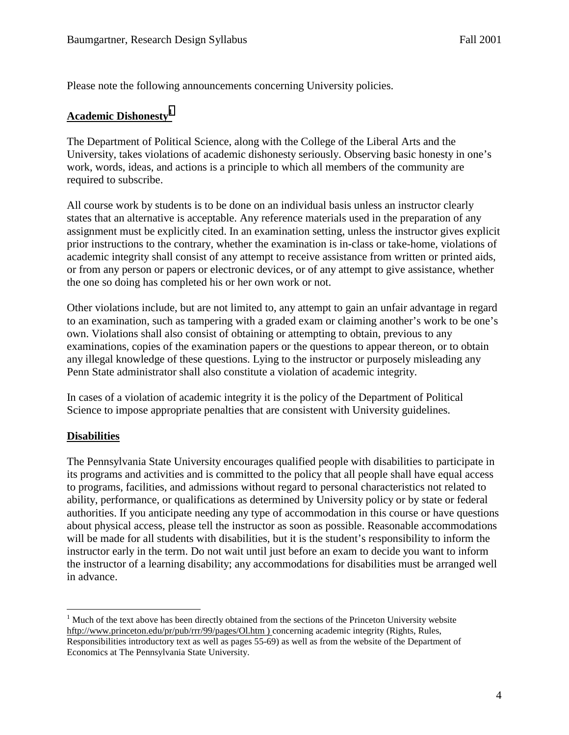Please note the following announcements concerning University policies.

## Academic Dishonesty[1]

The Department of Political Science, along with the College of the Liberal Arts and the University, takes violations of academic dishonesty seriously. Observing basic honesty in one's work, words, ideas, and actions is a principle to which all members of the community are required to subscribe.

All course work by students is to be done on an individual basis unless an instructor clearly states that an alternative is acceptable. Any reference materials used in the preparation of any assignment must be explicitly cited. In an examination setting, unless the instructor gives explicit prior instructions to the contrary, whether the examination is in-class or take-home, violations of academic integrity shall consist of any attempt to receive assistance from written or printed aids, or from any person or papers or electronic devices, or of any attempt to give assistance, whether the one so doing has completed his or her own work or not.

Other violations include, but are not limited to, any attempt to gain an unfair advantage in regard to an examination, such as tampering with a graded exam or claiming another's work to be one's own. Violations shall also consist of obtaining or attempting to obtain, previous to any examinations, copies of the examination papers or the questions to appear thereon, or to obtain any illegal knowledge of these questions. Lying to the instructor or purposely misleading any Penn State administrator shall also constitute a violation of academic integrity.

In cases of a violation of academic integrity it is the policy of the Department of Political Science to impose appropriate penalties that are consistent with University guidelines.

## Disabilities

The Pennsylvania State University encourages qualified people with disabilities to participate in its programs and activities and is committed to the policy that all people shall have equal access to programs, facilities, and admissions without regard to personal characteristics not related to ability, performance, or qualifications as determined by University policy or by state or federal authorities. If you anticipate needing any type of accommodation in this course or have questions about physical access, please tell the instructor as soon as possible. Reasonable accommodations will be made for all students with disabilities, but it is the student's responsibility to inform the instructor early in the term. Do not wait until just before an exam to decide you want to inform the instructor of a learning disability; any accommodations for disabilities must be arranged well in advance.

---

[1] Much of the text above has been directly obtained from the sections of the Princeton University website hftp://www.princeton.edu/pr/pub/rrr/99/pages/Ol.htm ) concerning academic integrity (Rights, Rules, Responsibilities introductory text as well as pages 55-69) as well as from the website of the Department of Economics at The Pennsylvania State University.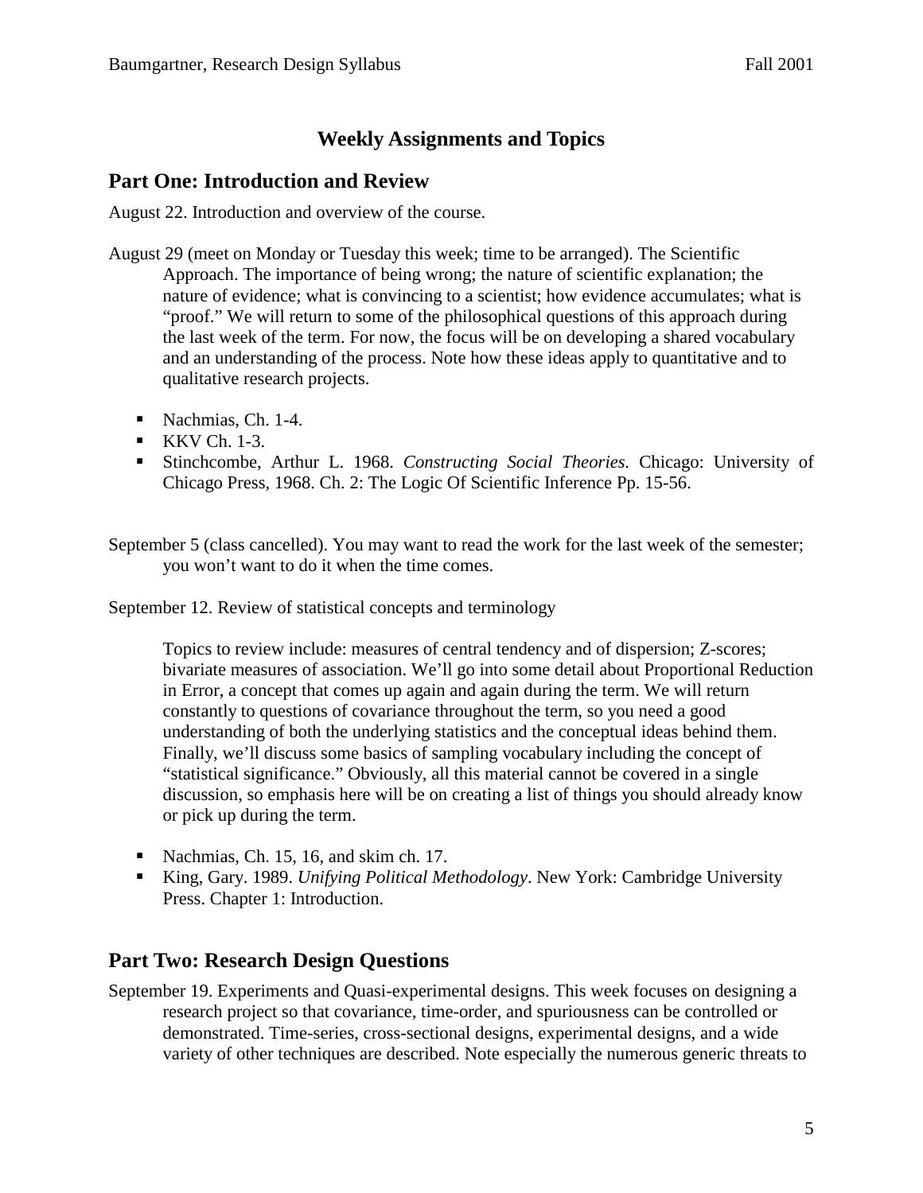## Weekly Assignments and Topics

## Part One: Introduction and Review

August 22. Introduction and overview of the course.

August 29 (meet on Monday or Tuesday this week; time to be arranged). The Scientific Approach. The importance of being wrong; the nature of scientific explanation; the nature of evidence; what is convincing to a scientist; how evidence accumulates; what is "proof." We will return to some of the philosophical questions of this approach during the last week of the term. For now, the focus will be on developing a shared vocabulary and an understanding of the process. Note how these ideas apply to quantitative and to qualitative research projects.

- Nachmias, Ch. 1-4.
- KKV Ch. 1-3.
- Stinchcombe, Arthur L. 1968. *Constructing Social Theories.* Chicago: University of Chicago Press, 1968. Ch. 2: The Logic Of Scientific Inference Pp. 15-56.

September 5 (class cancelled). You may want to read the work for the last week of the semester; you won't want to do it when the time comes.

September 12. Review of statistical concepts and terminology

Topics to review include: measures of central tendency and of dispersion; Z-scores; bivariate measures of association. We'll go into some detail about Proportional Reduction in Error, a concept that comes up again and again during the term. We will return constantly to questions of covariance throughout the term, so you need a good understanding of both the underlying statistics and the conceptual ideas behind them. Finally, we'll discuss some basics of sampling vocabulary including the concept of "statistical significance." Obviously, all this material cannot be covered in a single discussion, so emphasis here will be on creating a list of things you should already know or pick up during the term.

- Nachmias, Ch. 15, 16, and skim ch. 17.
- King, Gary. 1989. *Unifying Political Methodology*. New York: Cambridge University Press. Chapter 1: Introduction.

## Part Two: Research Design Questions

September 19. Experiments and Quasi-experimental designs. This week focuses on designing a research project so that covariance, time-order, and spuriousness can be controlled or demonstrated. Time-series, cross-sectional designs, experimental designs, and a wide variety of other techniques are described. Note especially the numerous generic threats to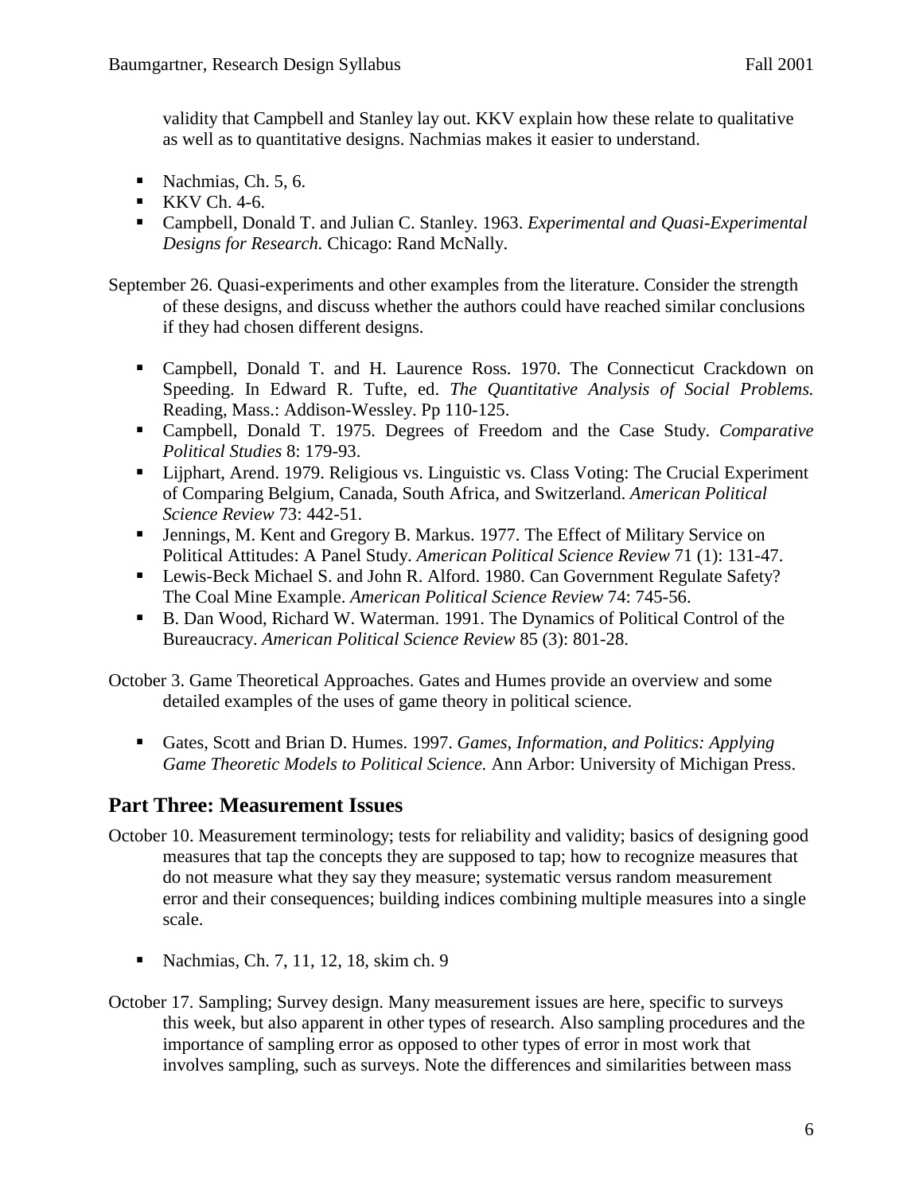validity that Campbell and Stanley lay out. KKV explain how these relate to qualitative as well as to quantitative designs. Nachmias makes it easier to understand.

- Nachmias, Ch. 5, 6.
- KKV Ch. 4-6.
- Campbell, Donald T. and Julian C. Stanley. 1963. *Experimental and Quasi-Experimental Designs for Research.* Chicago: Rand McNally.

September 26. Quasi-experiments and other examples from the literature. Consider the strength of these designs, and discuss whether the authors could have reached similar conclusions if they had chosen different designs.

- Campbell, Donald T. and H. Laurence Ross. 1970. The Connecticut Crackdown on Speeding. In Edward R. Tufte, ed. *The Quantitative Analysis of Social Problems.* Reading, Mass.: Addison-Wessley. Pp 110-125.
- Campbell, Donald T. 1975. Degrees of Freedom and the Case Study. *Comparative Political Studies* 8: 179-93.
- Lijphart, Arend. 1979. Religious vs. Linguistic vs. Class Voting: The Crucial Experiment of Comparing Belgium, Canada, South Africa, and Switzerland. *American Political Science Review* 73: 442-51.
- Jennings, M. Kent and Gregory B. Markus. 1977. The Effect of Military Service on Political Attitudes: A Panel Study. *American Political Science Review* 71 (1): 131-47.
- Lewis-Beck Michael S. and John R. Alford. 1980. Can Government Regulate Safety? The Coal Mine Example. *American Political Science Review* 74: 745-56.
- B. Dan Wood, Richard W. Waterman. 1991. The Dynamics of Political Control of the Bureaucracy. *American Political Science Review* 85 (3): 801-28.

October 3. Game Theoretical Approaches. Gates and Humes provide an overview and some detailed examples of the uses of game theory in political science.

- Gates, Scott and Brian D. Humes. 1997. *Games, Information, and Politics: Applying Game Theoretic Models to Political Science.* Ann Arbor: University of Michigan Press.

## Part Three: Measurement Issues

October 10. Measurement terminology; tests for reliability and validity; basics of designing good measures that tap the concepts they are supposed to tap; how to recognize measures that do not measure what they say they measure; systematic versus random measurement error and their consequences; building indices combining multiple measures into a single scale.

- Nachmias, Ch. 7, 11, 12, 18, skim ch. 9

October 17. Sampling; Survey design. Many measurement issues are here, specific to surveys this week, but also apparent in other types of research. Also sampling procedures and the importance of sampling error as opposed to other types of error in most work that involves sampling, such as surveys. Note the differences and similarities between mass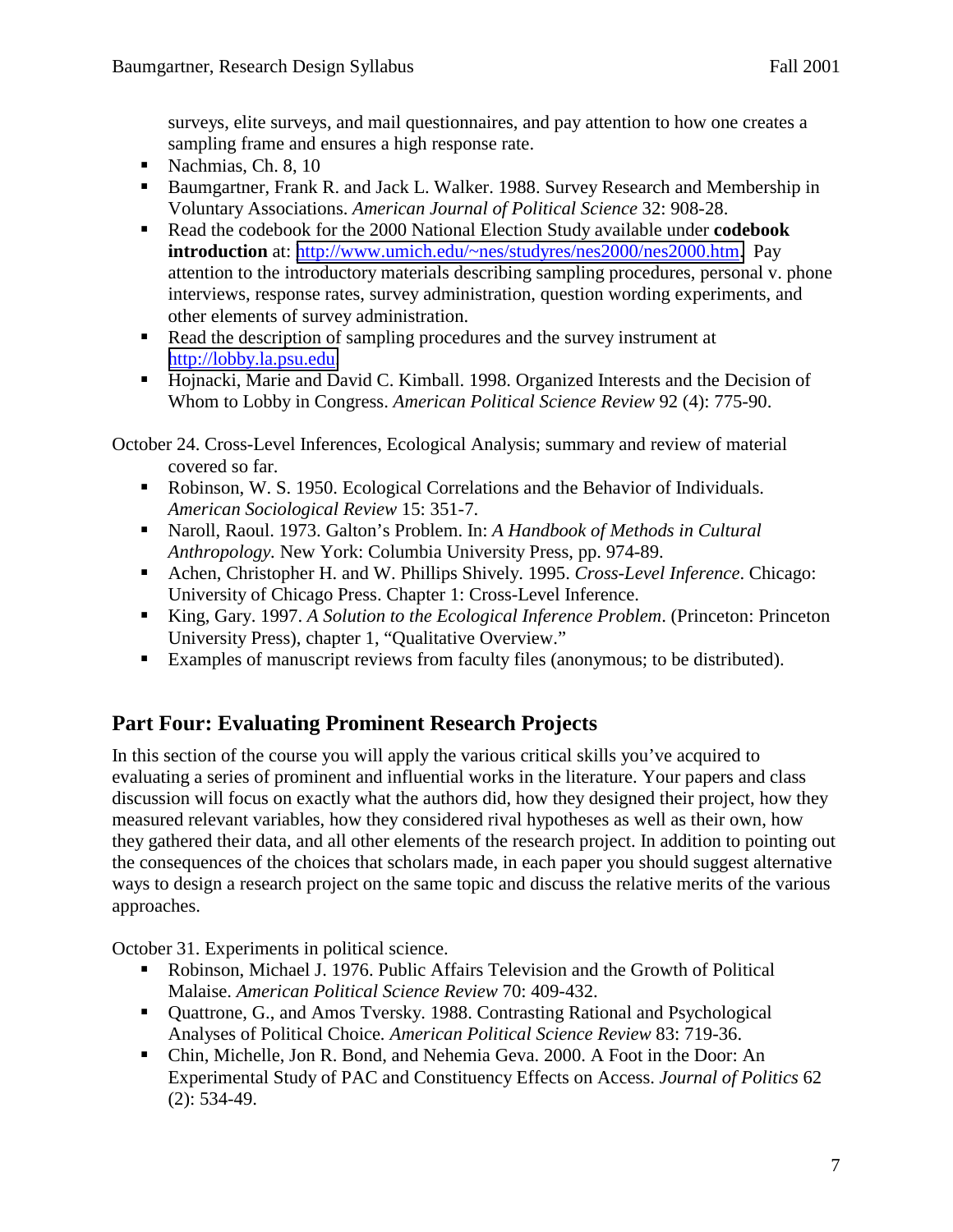surveys, elite surveys, and mail questionnaires, and pay attention to how one creates a sampling frame and ensures a high response rate.

- Nachmias, Ch. 8, 10
- Baumgartner, Frank R. and Jack L. Walker. 1988. Survey Research and Membership in Voluntary Associations. *American Journal of Political Science* 32: 908-28.
- Read the codebook for the 2000 National Election Study available under **codebook introduction** at: http://www.umich.edu/~nes/studyres/nes2000/nes2000.htm. Pay attention to the introductory materials describing sampling procedures, personal v. phone interviews, response rates, survey administration, question wording experiments, and other elements of survey administration.
- Read the description of sampling procedures and the survey instrument at http://lobby.la.psu.edu
- Hojnacki, Marie and David C. Kimball. 1998. Organized Interests and the Decision of Whom to Lobby in Congress. *American Political Science Review* 92 (4): 775-90.

October 24. Cross-Level Inferences, Ecological Analysis; summary and review of material covered so far.

- Robinson, W. S. 1950. Ecological Correlations and the Behavior of Individuals. *American Sociological Review* 15: 351-7.
- Naroll, Raoul. 1973. Galton's Problem. In: *A Handbook of Methods in Cultural Anthropology*. New York: Columbia University Press, pp. 974-89.
- Achen, Christopher H. and W. Phillips Shively. 1995. *Cross-Level Inference*. Chicago: University of Chicago Press. Chapter 1: Cross-Level Inference.
- King, Gary. 1997. *A Solution to the Ecological Inference Problem*. (Princeton: Princeton University Press), chapter 1, "Qualitative Overview."
- Examples of manuscript reviews from faculty files (anonymous; to be distributed).

## Part Four: Evaluating Prominent Research Projects

In this section of the course you will apply the various critical skills you've acquired to evaluating a series of prominent and influential works in the literature. Your papers and class discussion will focus on exactly what the authors did, how they designed their project, how they measured relevant variables, how they considered rival hypotheses as well as their own, how they gathered their data, and all other elements of the research project. In addition to pointing out the consequences of the choices that scholars made, in each paper you should suggest alternative ways to design a research project on the same topic and discuss the relative merits of the various approaches.

October 31. Experiments in political science.

- Robinson, Michael J. 1976. Public Affairs Television and the Growth of Political Malaise. *American Political Science Review* 70: 409-432.
- Quattrone, G., and Amos Tversky. 1988. Contrasting Rational and Psychological Analyses of Political Choice. *American Political Science Review* 83: 719-36.
- Chin, Michelle, Jon R. Bond, and Nehemia Geva. 2000. A Foot in the Door: An Experimental Study of PAC and Constituency Effects on Access. *Journal of Politics* 62 (2): 534-49.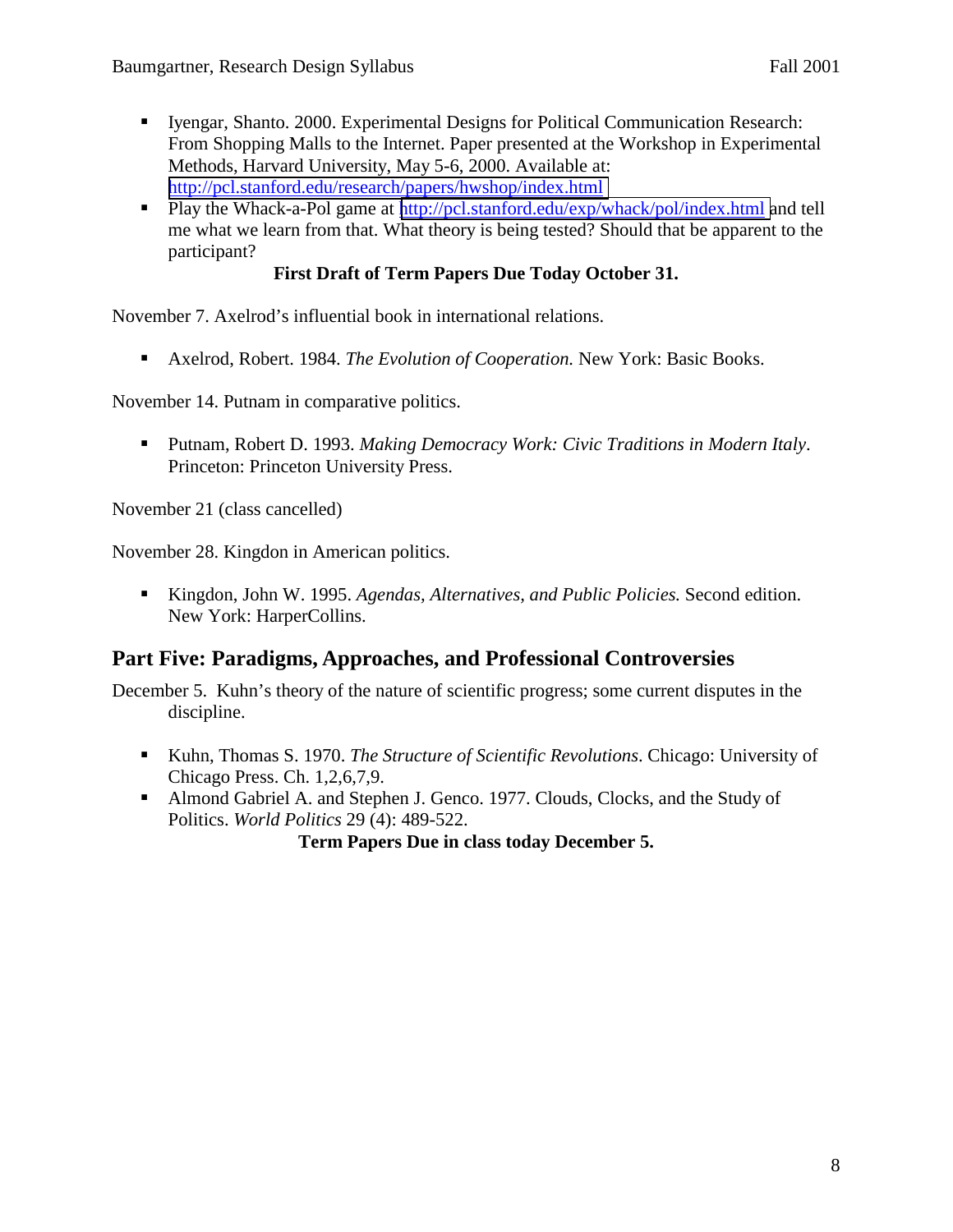- Iyengar, Shanto. 2000. Experimental Designs for Political Communication Research: From Shopping Malls to the Internet. Paper presented at the Workshop in Experimental Methods, Harvard University, May 5-6, 2000. Available at: http://pcl.stanford.edu/research/papers/hwshop/index.html
- Play the Whack-a-Pol game at http://pcl.stanford.edu/exp/whack/pol/index.html and tell me what we learn from that. What theory is being tested? Should that be apparent to the participant?

**First Draft of Term Papers Due Today October 31.**

November 7. Axelrod's influential book in international relations.

- Axelrod, Robert. 1984. *The Evolution of Cooperation.* New York: Basic Books.

November 14. Putnam in comparative politics.

- Putnam, Robert D. 1993. *Making Democracy Work: Civic Traditions in Modern Italy*. Princeton: Princeton University Press.

November 21 (class cancelled)

November 28. Kingdon in American politics.

- Kingdon, John W. 1995. *Agendas, Alternatives, and Public Policies.* Second edition. New York: HarperCollins.

## Part Five: Paradigms, Approaches, and Professional Controversies

December 5. Kuhn's theory of the nature of scientific progress; some current disputes in the discipline.

- Kuhn, Thomas S. 1970. *The Structure of Scientific Revolutions*. Chicago: University of Chicago Press. Ch. 1,2,6,7,9.
- Almond Gabriel A. and Stephen J. Genco. 1977. Clouds, Clocks, and the Study of Politics. *World Politics* 29 (4): 489-522.

**Term Papers Due in class today December 5.**